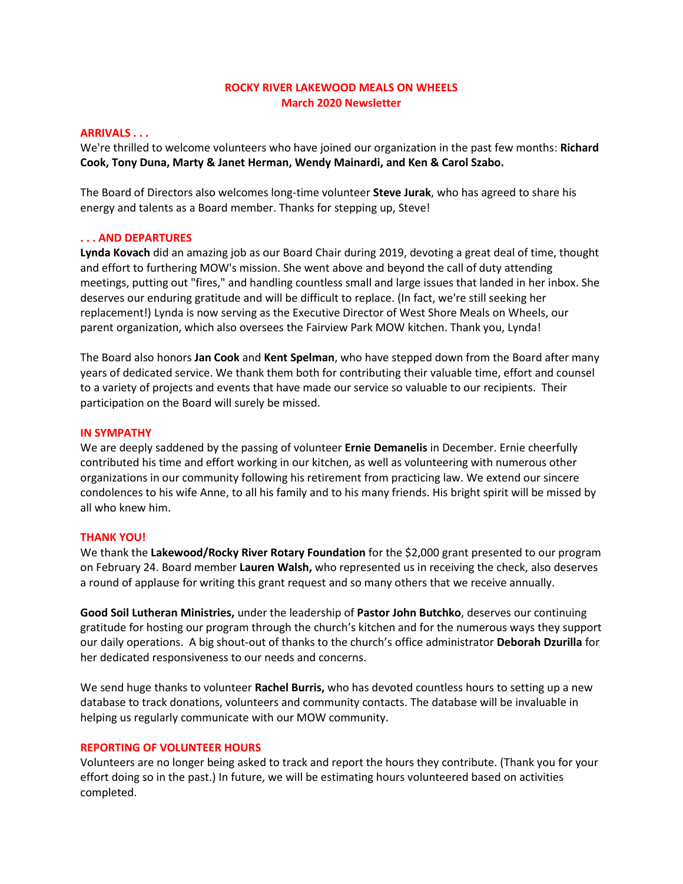# ROCKY RIVER LAKEWOOD MEALS ON WHEELS
## March 2020 Newsletter

### ARRIVALS . . .

We're thrilled to welcome volunteers who have joined our organization in the past few months: **Richard Cook, Tony Duna, Marty & Janet Herman, Wendy Mainardi, and Ken & Carol Szabo.**

The Board of Directors also welcomes long-time volunteer **Steve Jurak**, who has agreed to share his energy and talents as a Board member. Thanks for stepping up, Steve!

### . . . AND DEPARTURES

**Lynda Kovach** did an amazing job as our Board Chair during 2019, devoting a great deal of time, thought and effort to furthering MOW's mission. She went above and beyond the call of duty attending meetings, putting out "fires," and handling countless small and large issues that landed in her inbox. She deserves our enduring gratitude and will be difficult to replace. (In fact, we're still seeking her replacement!) Lynda is now serving as the Executive Director of West Shore Meals on Wheels, our parent organization, which also oversees the Fairview Park MOW kitchen. Thank you, Lynda!

The Board also honors **Jan Cook** and **Kent Spelman**, who have stepped down from the Board after many years of dedicated service. We thank them both for contributing their valuable time, effort and counsel to a variety of projects and events that have made our service so valuable to our recipients. Their participation on the Board will surely be missed.

### IN SYMPATHY

We are deeply saddened by the passing of volunteer **Ernie Demanelis** in December. Ernie cheerfully contributed his time and effort working in our kitchen, as well as volunteering with numerous other organizations in our community following his retirement from practicing law. We extend our sincere condolences to his wife Anne, to all his family and to his many friends. His bright spirit will be missed by all who knew him.

### THANK YOU!

We thank the **Lakewood/Rocky River Rotary Foundation** for the $2,000 grant presented to our program on February 24. Board member **Lauren Walsh,** who represented us in receiving the check, also deserves a round of applause for writing this grant request and so many others that we receive annually.

**Good Soil Lutheran Ministries,** under the leadership of **Pastor John Butchko**, deserves our continuing gratitude for hosting our program through the church's kitchen and for the numerous ways they support our daily operations. A big shout-out of thanks to the church's office administrator **Deborah Dzurilla** for her dedicated responsiveness to our needs and concerns.

We send huge thanks to volunteer **Rachel Burris,** who has devoted countless hours to setting up a new database to track donations, volunteers and community contacts. The database will be invaluable in helping us regularly communicate with our MOW community.

### REPORTING OF VOLUNTEER HOURS

Volunteers are no longer being asked to track and report the hours they contribute. (Thank you for your effort doing so in the past.) In future, we will be estimating hours volunteered based on activities completed.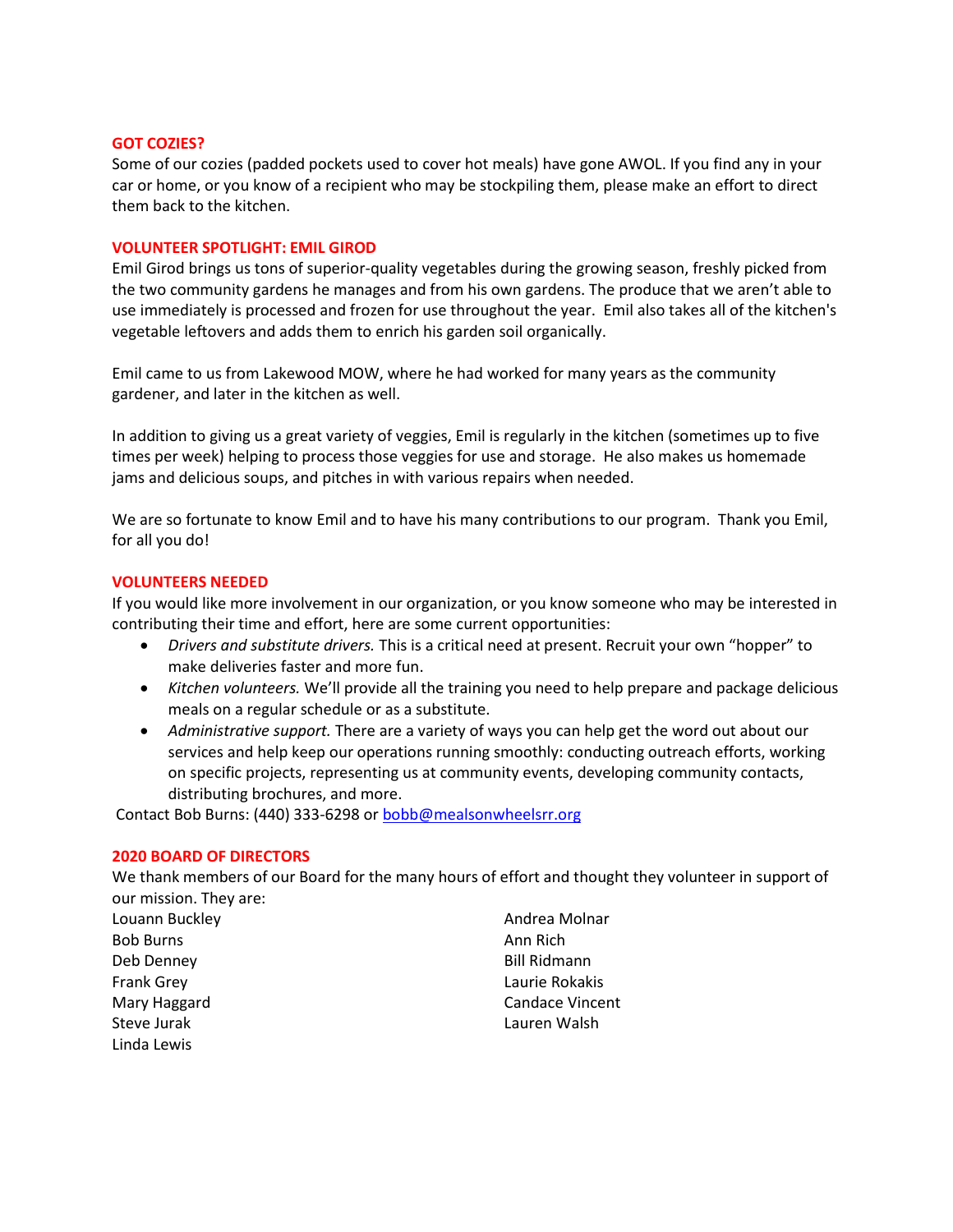## GOT COZIES?

Some of our cozies (padded pockets used to cover hot meals) have gone AWOL. If you find any in your car or home, or you know of a recipient who may be stockpiling them, please make an effort to direct them back to the kitchen.

## VOLUNTEER SPOTLIGHT: EMIL GIROD

Emil Girod brings us tons of superior-quality vegetables during the growing season, freshly picked from the two community gardens he manages and from his own gardens. The produce that we aren't able to use immediately is processed and frozen for use throughout the year. Emil also takes all of the kitchen's vegetable leftovers and adds them to enrich his garden soil organically.

Emil came to us from Lakewood MOW, where he had worked for many years as the community gardener, and later in the kitchen as well.

In addition to giving us a great variety of veggies, Emil is regularly in the kitchen (sometimes up to five times per week) helping to process those veggies for use and storage. He also makes us homemade jams and delicious soups, and pitches in with various repairs when needed.

We are so fortunate to know Emil and to have his many contributions to our program. Thank you Emil, for all you do!

## VOLUNTEERS NEEDED

If you would like more involvement in our organization, or you know someone who may be interested in contributing their time and effort, here are some current opportunities:

- *Drivers and substitute drivers.* This is a critical need at present. Recruit your own "hopper" to make deliveries faster and more fun.
- *Kitchen volunteers.* We'll provide all the training you need to help prepare and package delicious meals on a regular schedule or as a substitute.
- *Administrative support.* There are a variety of ways you can help get the word out about our services and help keep our operations running smoothly: conducting outreach efforts, working on specific projects, representing us at community events, developing community contacts, distributing brochures, and more.

Contact Bob Burns: (440) 333-6298 or bobb@mealsonwheelsrr.org

## 2020 BOARD OF DIRECTORS

We thank members of our Board for the many hours of effort and thought they volunteer in support of our mission. They are:

Louann Buckley
Bob Burns
Deb Denney
Frank Grey
Mary Haggard
Steve Jurak
Linda Lewis
Andrea Molnar
Ann Rich
Bill Ridmann
Laurie Rokakis
Candace Vincent
Lauren Walsh